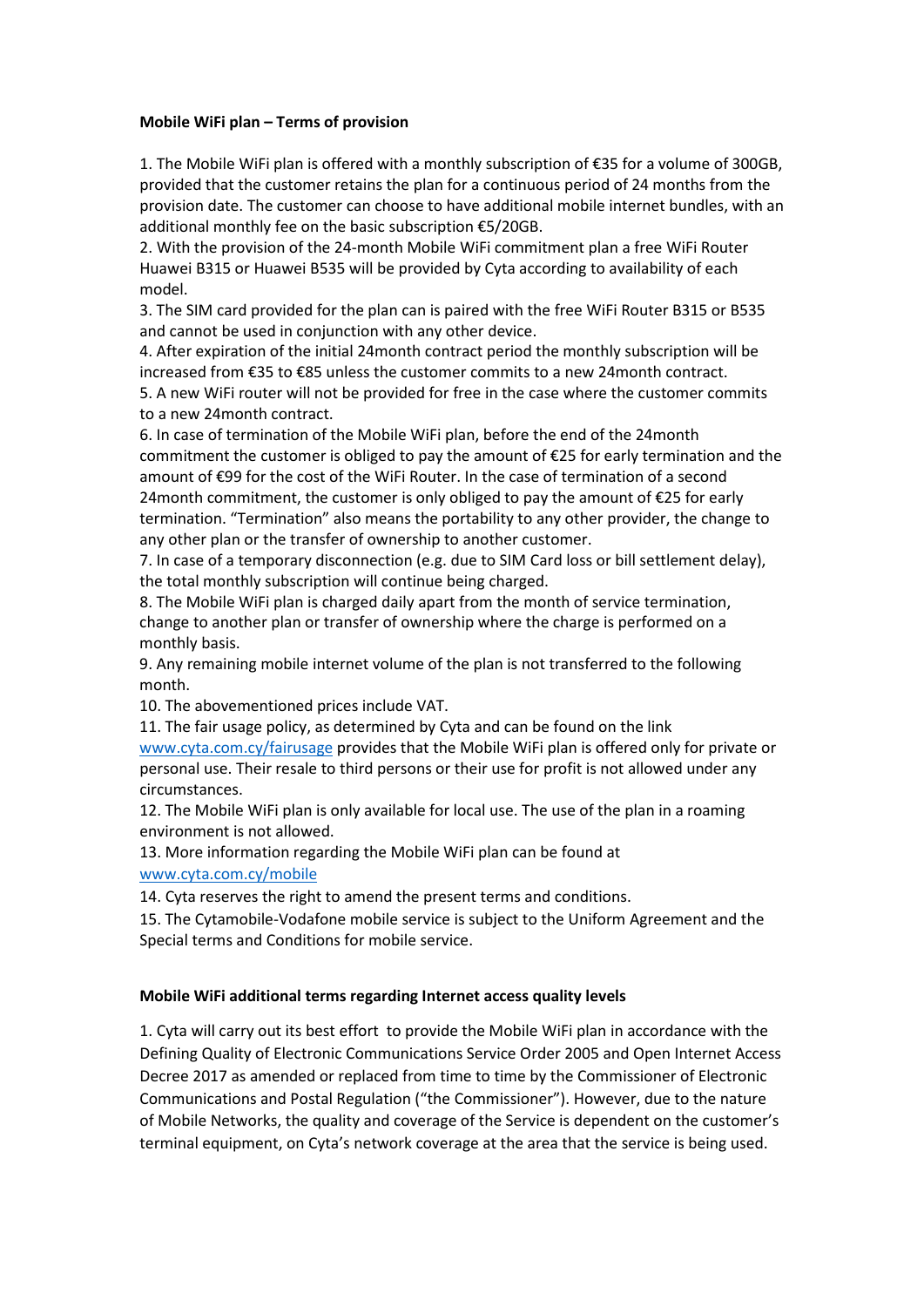**Mobile WiFi plan – Terms of provision**

1. The Mobile WiFi plan is offered with a monthly subscription of €35 for a volume of 300GB, provided that the customer retains the plan for a continuous period of 24 months from the provision date. The customer can choose to have additional mobile internet bundles, with an additional monthly fee on the basic subscription €5/20GB.
2. With the provision of the 24-month Mobile WiFi commitment plan a free WiFi Router Huawei B315 or Huawei B535 will be provided by Cyta according to availability of each model.
3. The SIM card provided for the plan can is paired with the free WiFi Router B315 or B535 and cannot be used in conjunction with any other device.
4. After expiration of the initial 24month contract period the monthly subscription will be increased from €35 to €85 unless the customer commits to a new 24month contract.
5. A new WiFi router will not be provided for free in the case where the customer commits to a new 24month contract.
6. In case of termination of the Mobile WiFi plan, before the end of the 24month commitment the customer is obliged to pay the amount of €25 for early termination and the amount of €99 for the cost of the WiFi Router. In the case of termination of a second 24month commitment, the customer is only obliged to pay the amount of €25 for early termination. "Termination" also means the portability to any other provider, the change to any other plan or the transfer of ownership to another customer.
7. In case of a temporary disconnection (e.g. due to SIM Card loss or bill settlement delay), the total monthly subscription will continue being charged.
8. The Mobile WiFi plan is charged daily apart from the month of service termination, change to another plan or transfer of ownership where the charge is performed on a monthly basis.
9. Any remaining mobile internet volume of the plan is not transferred to the following month.
10. The abovementioned prices include VAT.
11. The fair usage policy, as determined by Cyta and can be found on the link www.cyta.com.cy/fairusage provides that the Mobile WiFi plan is offered only for private or personal use. Their resale to third persons or their use for profit is not allowed under any circumstances.
12. The Mobile WiFi plan is only available for local use. The use of the plan in a roaming environment is not allowed.
13. More information regarding the Mobile WiFi plan can be found at www.cyta.com.cy/mobile
14. Cyta reserves the right to amend the present terms and conditions.
15. The Cytamobile-Vodafone mobile service is subject to the Uniform Agreement and the Special terms and Conditions for mobile service.

**Mobile WiFi additional terms regarding Internet access quality levels**

1. Cyta will carry out its best effort to provide the Mobile WiFi plan in accordance with the Defining Quality of Electronic Communications Service Order 2005 and Open Internet Access Decree 2017 as amended or replaced from time to time by the Commissioner of Electronic Communications and Postal Regulation ("the Commissioner"). However, due to the nature of Mobile Networks, the quality and coverage of the Service is dependent on the customer's terminal equipment, on Cyta's network coverage at the area that the service is being used.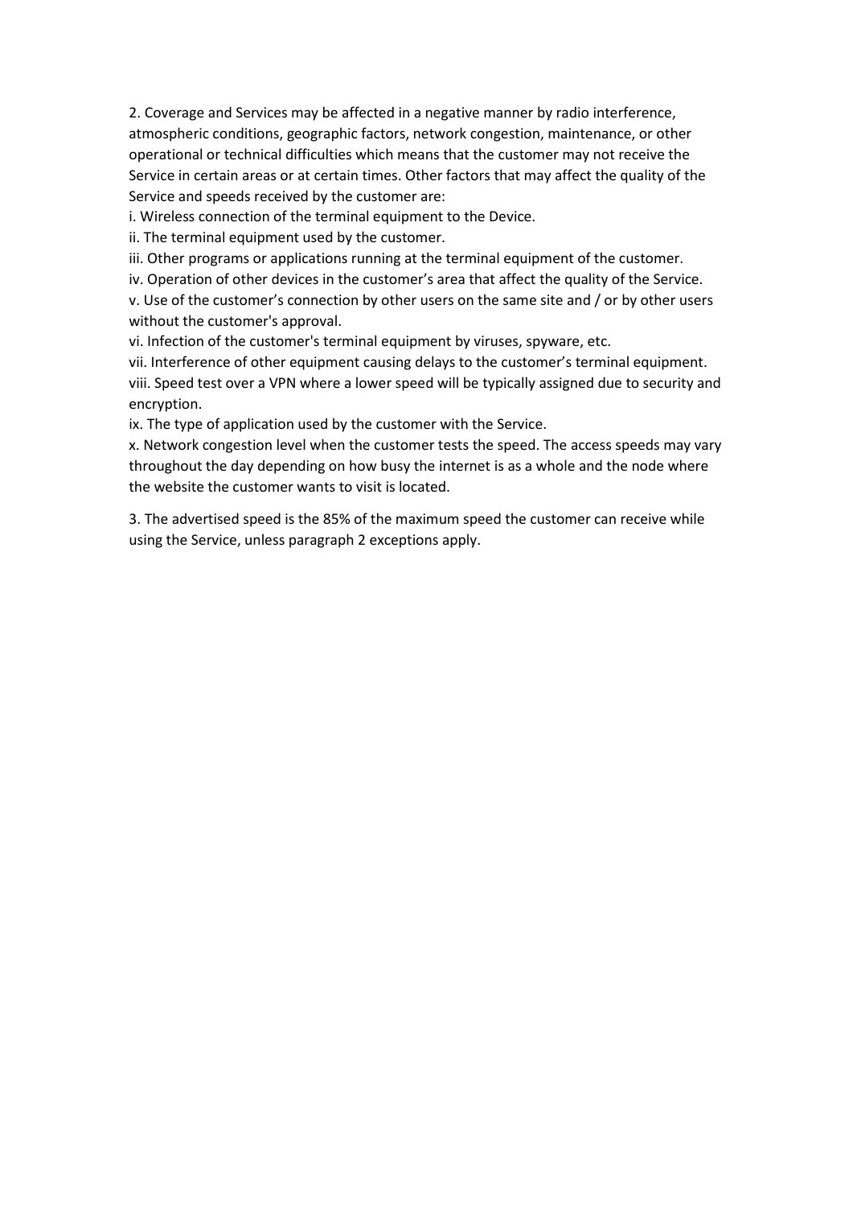2. Coverage and Services may be affected in a negative manner by radio interference, atmospheric conditions, geographic factors, network congestion, maintenance, or other operational or technical difficulties which means that the customer may not receive the Service in certain areas or at certain times. Other factors that may affect the quality of the Service and speeds received by the customer are:

i. Wireless connection of the terminal equipment to the Device.

ii. The terminal equipment used by the customer.

iii. Other programs or applications running at the terminal equipment of the customer.

iv. Operation of other devices in the customer's area that affect the quality of the Service.

v. Use of the customer's connection by other users on the same site and / or by other users without the customer's approval.

vi. Infection of the customer's terminal equipment by viruses, spyware, etc.

vii. Interference of other equipment causing delays to the customer's terminal equipment.

viii. Speed test over a VPN where a lower speed will be typically assigned due to security and encryption.

ix. The type of application used by the customer with the Service.

x. Network congestion level when the customer tests the speed. The access speeds may vary throughout the day depending on how busy the internet is as a whole and the node where the website the customer wants to visit is located.

3. The advertised speed is the 85% of the maximum speed the customer can receive while using the Service, unless paragraph 2 exceptions apply.